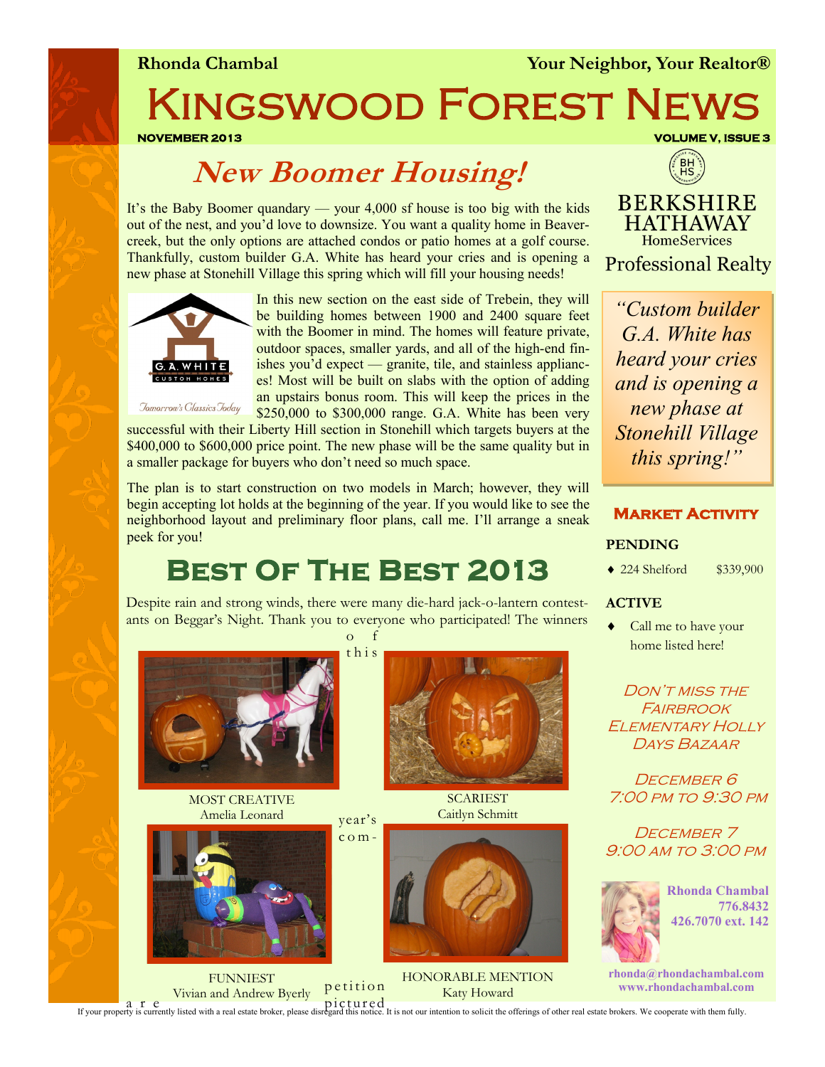**Rhonda Chambal** — **Your Neighbor, Your Realtor®**

# Kingswood Forest News

**NOVEMBER 2013** — **VOLUME V, ISSUE 3**

## *New Boomer Housing!*

It's the Baby Boomer quandary — your 4,000 sf house is too big with the kids out of the nest, and you'd love to downsize. You want a quality home in Beavercreek, but the only options are attached condos or patio homes at a golf course. Thankfully, custom builder G.A. White has heard your cries and is opening a new phase at Stonehill Village this spring which will fill your housing needs!

G.A. WHITE CUSTOM HOMES — *Tomorrow's Classics Today*

In this new section on the east side of Trebein, they will be building homes between 1900 and 2400 square feet with the Boomer in mind. The homes will feature private, outdoor spaces, smaller yards, and all of the high-end finishes you'd expect — granite, tile, and stainless appliances! Most will be built on slabs with the option of adding an upstairs bonus room. This will keep the prices in the $250,000 to $300,000 range. G.A. White has been very successful with their Liberty Hill section in Stonehill which targets buyers at the $400,000 to $600,000 price point. The new phase will be the same quality but in a smaller package for buyers who don't need so much space.

The plan is to start construction on two models in March; however, they will begin accepting lot holds at the beginning of the year. If you would like to see the neighborhood layout and preliminary floor plans, call me. I'll arrange a sneak peek for you!

## Best Of The Best 2013

Despite rain and strong winds, there were many die-hard jack-o-lantern contestants on Beggar's Night. Thank you to everyone who participated! The winners of this year's competition are pictured

MOST CREATIVE
Amelia Leonard

SCARIEST
Caitlyn Schmitt

FUNNIEST
Vivian and Andrew Byerly

HONORABLE MENTION
Katy Howard

---

BERKSHIRE HATHAWAY HomeServices
Professional Realty

> *"Custom builder G.A. White has heard your cries and is opening a new phase at Stonehill Village this spring!"*

### Market Activity

**PENDING**

- 224 Shelford $339,900

**ACTIVE**

- Call me to have your home listed here!

*Don't miss the Fairbrook Elementary Holly Days Bazaar*

*December 6*
*7:00 PM to 9:30 PM*

*December 7*
*9:00 AM to 3:00 PM*

**Rhonda Chambal**
**776.8432**
**426.7070 ext. 142**

**rhonda@rhondachambal.com**
**www.rhondachambal.com**

If your property is currently listed with a real estate broker, please disregard this notice. It is not our intention to solicit the offerings of other real estate brokers. We cooperate with them fully.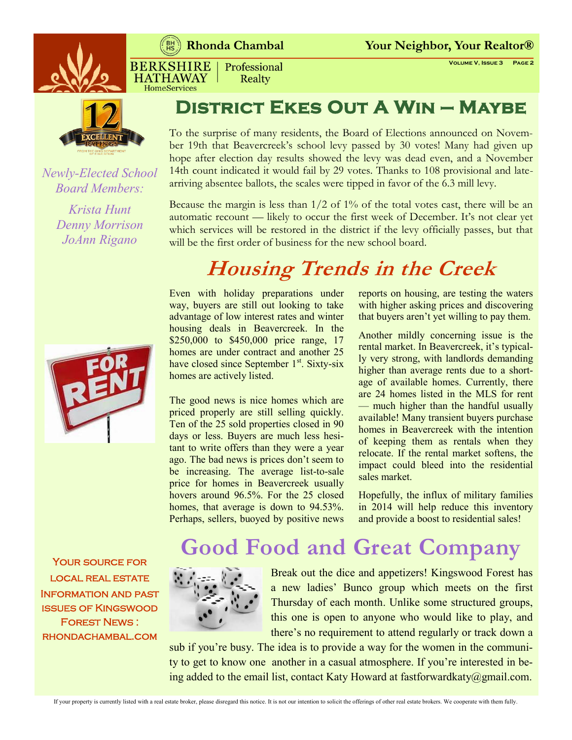# District Ekes Out A Win – Maybe

*Newly-Elected School Board Members:*

*Krista Hunt*
*Denny Morrison*
*JoAnn Rigano*

To the surprise of many residents, the Board of Elections announced on November 19th that Beavercreek's school levy passed by 30 votes! Many had given up hope after election day results showed the levy was dead even, and a November 14th count indicated it would fail by 29 votes. Thanks to 108 provisional and late-arriving absentee ballots, the scales were tipped in favor of the 6.3 mill levy.

Because the margin is less than 1/2 of 1% of the total votes cast, there will be an automatic recount — likely to occur the first week of December. It's not clear yet which services will be restored in the district if the levy officially passes, but that will be the first order of business for the new school board.

# *Housing Trends in the Creek*

Even with holiday preparations under way, buyers are still out looking to take advantage of low interest rates and winter housing deals in Beavercreek. In the $250,000 to $450,000 price range, 17 homes are under contract and another 25 have closed since September 1st. Sixty-six homes are actively listed.

The good news is nice homes which are priced properly are still selling quickly. Ten of the 25 sold properties closed in 90 days or less. Buyers are much less hesitant to write offers than they were a year ago. The bad news is prices don't seem to be increasing. The average list-to-sale price for homes in Beavercreek usually hovers around 96.5%. For the 25 closed homes, that average is down to 94.53%. Perhaps, sellers, buoyed by positive news reports on housing, are testing the waters with higher asking prices and discovering that buyers aren't yet willing to pay them.

Another mildly concerning issue is the rental market. In Beavercreek, it's typically very strong, with landlords demanding higher than average rents due to a shortage of available homes. Currently, there are 24 homes listed in the MLS for rent — much higher than the handful usually available! Many transient buyers purchase homes in Beavercreek with the intention of keeping them as rentals when they relocate. If the rental market softens, the impact could bleed into the residential sales market.

Hopefully, the influx of military families in 2014 will help reduce this inventory and provide a boost to residential sales!

# Good Food and Great Company

Break out the dice and appetizers! Kingswood Forest has a new ladies' Bunco group which meets on the first Thursday of each month. Unlike some structured groups, this one is open to anyone who would like to play, and there's no requirement to attend regularly or track down a sub if you're busy. The idea is to provide a way for the women in the community to get to know one another in a casual atmosphere. If you're interested in being added to the email list, contact Katy Howard at fastforwardkaty@gmail.com.

**Your source for local real estate Information and past issues of Kingswood Forest News : rhondachambal.com**

If your property is currently listed with a real estate broker, please disregard this notice. It is not our intention to solicit the offerings of other real estate brokers. We cooperate with them fully.